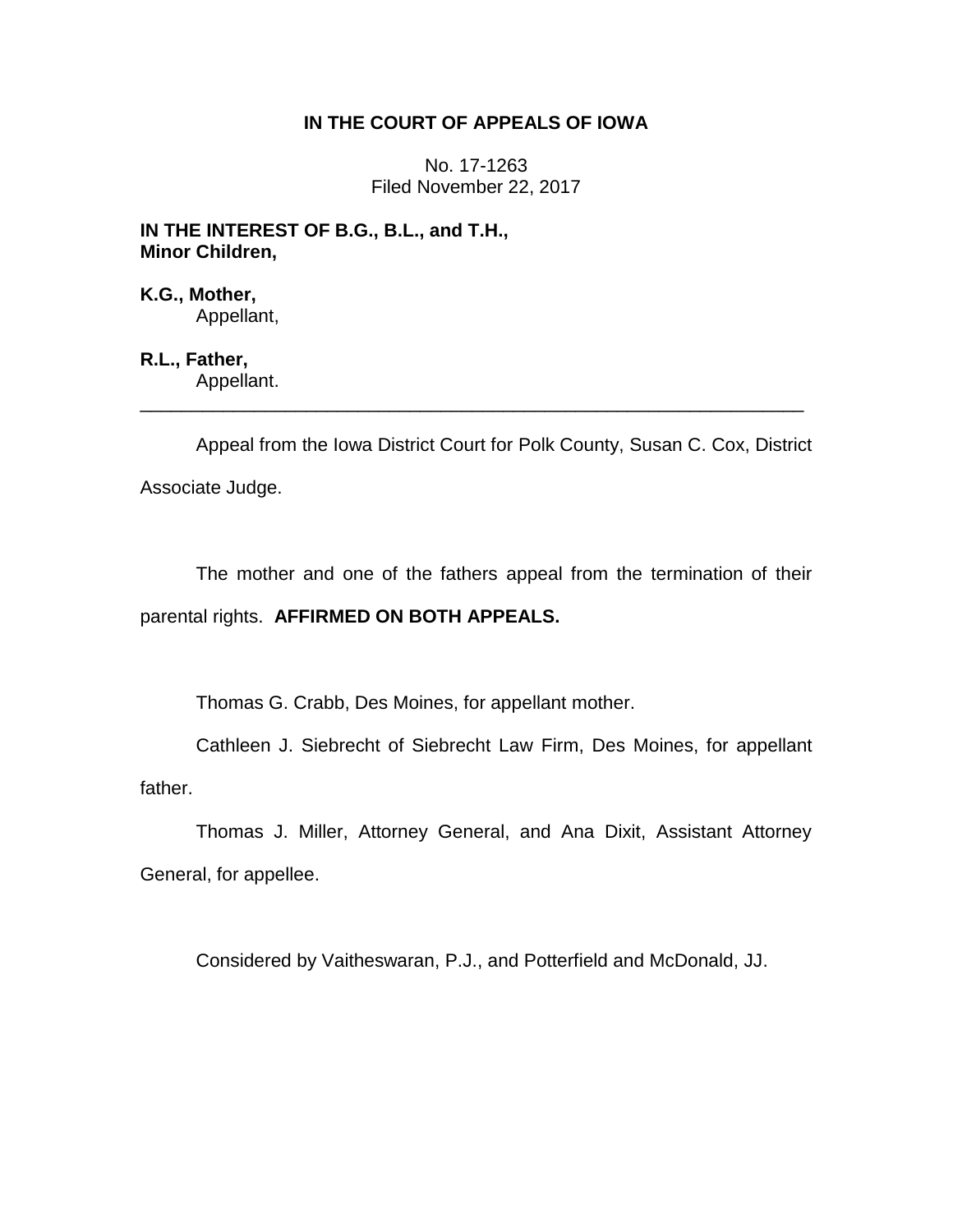**IN THE COURT OF APPEALS OF IOWA**

No. 17-1263
Filed November 22, 2017

**IN THE INTEREST OF B.G., B.L., and T.H.,
Minor Children,**

**K.G., Mother,**
Appellant,

**R.L., Father,**
Appellant.

---

Appeal from the Iowa District Court for Polk County, Susan C. Cox, District Associate Judge.

The mother and one of the fathers appeal from the termination of their parental rights. **AFFIRMED ON BOTH APPEALS.**

Thomas G. Crabb, Des Moines, for appellant mother.

Cathleen J. Siebrecht of Siebrecht Law Firm, Des Moines, for appellant father.

Thomas J. Miller, Attorney General, and Ana Dixit, Assistant Attorney General, for appellee.

Considered by Vaitheswaran, P.J., and Potterfield and McDonald, JJ.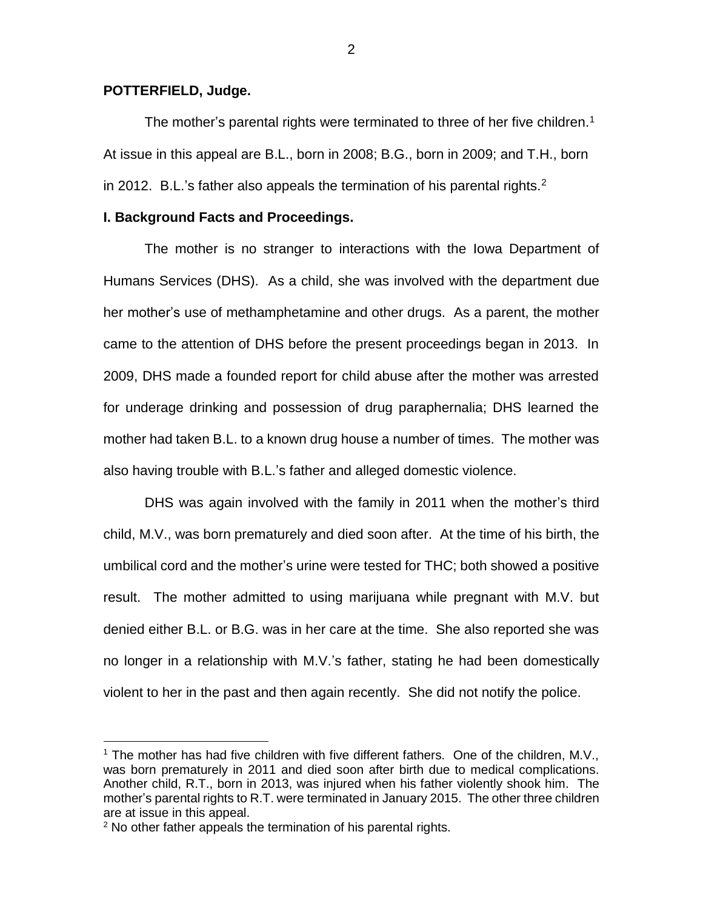**POTTERFIELD, Judge.**

The mother's parental rights were terminated to three of her five children.[1] At issue in this appeal are B.L., born in 2008; B.G., born in 2009; and T.H., born in 2012. B.L.'s father also appeals the termination of his parental rights.[2]

## I. Background Facts and Proceedings.

The mother is no stranger to interactions with the Iowa Department of Humans Services (DHS). As a child, she was involved with the department due her mother's use of methamphetamine and other drugs. As a parent, the mother came to the attention of DHS before the present proceedings began in 2013. In 2009, DHS made a founded report for child abuse after the mother was arrested for underage drinking and possession of drug paraphernalia; DHS learned the mother had taken B.L. to a known drug house a number of times. The mother was also having trouble with B.L.'s father and alleged domestic violence.

DHS was again involved with the family in 2011 when the mother's third child, M.V., was born prematurely and died soon after. At the time of his birth, the umbilical cord and the mother's urine were tested for THC; both showed a positive result. The mother admitted to using marijuana while pregnant with M.V. but denied either B.L. or B.G. was in her care at the time. She also reported she was no longer in a relationship with M.V.'s father, stating he had been domestically violent to her in the past and then again recently. She did not notify the police.

---

[1] The mother has had five children with five different fathers. One of the children, M.V., was born prematurely in 2011 and died soon after birth due to medical complications. Another child, R.T., born in 2013, was injured when his father violently shook him. The mother's parental rights to R.T. were terminated in January 2015. The other three children are at issue in this appeal.

[2] No other father appeals the termination of his parental rights.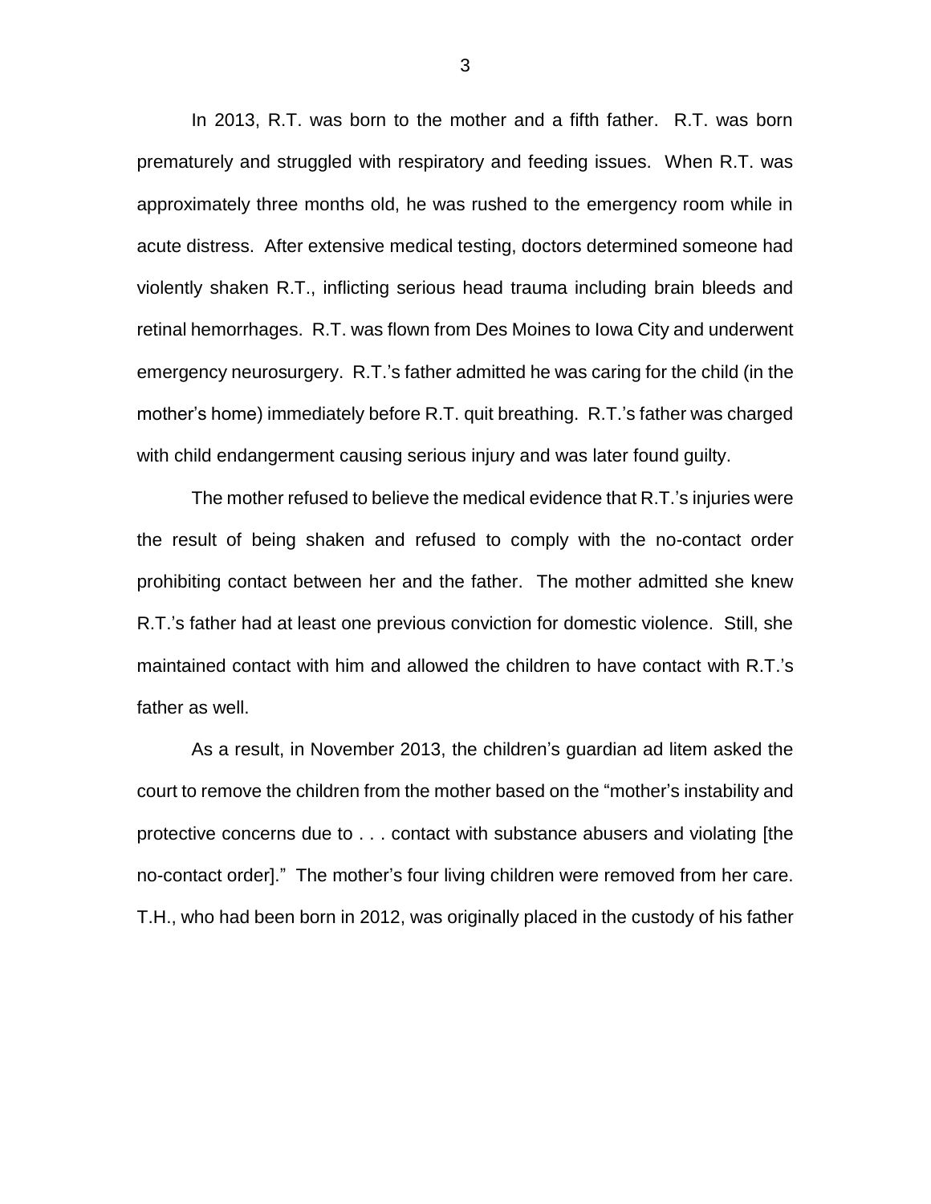In 2013, R.T. was born to the mother and a fifth father. R.T. was born prematurely and struggled with respiratory and feeding issues. When R.T. was approximately three months old, he was rushed to the emergency room while in acute distress. After extensive medical testing, doctors determined someone had violently shaken R.T., inflicting serious head trauma including brain bleeds and retinal hemorrhages. R.T. was flown from Des Moines to Iowa City and underwent emergency neurosurgery. R.T.'s father admitted he was caring for the child (in the mother's home) immediately before R.T. quit breathing. R.T.'s father was charged with child endangerment causing serious injury and was later found guilty.

The mother refused to believe the medical evidence that R.T.'s injuries were the result of being shaken and refused to comply with the no-contact order prohibiting contact between her and the father. The mother admitted she knew R.T.'s father had at least one previous conviction for domestic violence. Still, she maintained contact with him and allowed the children to have contact with R.T.'s father as well.

As a result, in November 2013, the children's guardian ad litem asked the court to remove the children from the mother based on the "mother's instability and protective concerns due to . . . contact with substance abusers and violating [the no-contact order]." The mother's four living children were removed from her care. T.H., who had been born in 2012, was originally placed in the custody of his father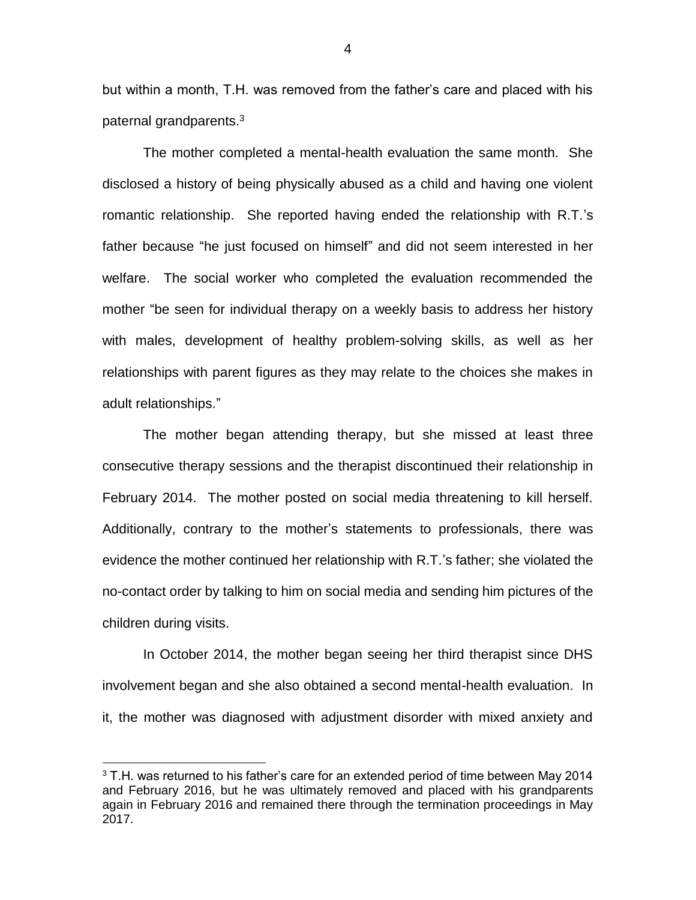but within a month, T.H. was removed from the father's care and placed with his paternal grandparents.[3]

The mother completed a mental-health evaluation the same month. She disclosed a history of being physically abused as a child and having one violent romantic relationship. She reported having ended the relationship with R.T.'s father because "he just focused on himself" and did not seem interested in her welfare. The social worker who completed the evaluation recommended the mother "be seen for individual therapy on a weekly basis to address her history with males, development of healthy problem-solving skills, as well as her relationships with parent figures as they may relate to the choices she makes in adult relationships."

The mother began attending therapy, but she missed at least three consecutive therapy sessions and the therapist discontinued their relationship in February 2014. The mother posted on social media threatening to kill herself. Additionally, contrary to the mother's statements to professionals, there was evidence the mother continued her relationship with R.T.'s father; she violated the no-contact order by talking to him on social media and sending him pictures of the children during visits.

In October 2014, the mother began seeing her third therapist since DHS involvement began and she also obtained a second mental-health evaluation. In it, the mother was diagnosed with adjustment disorder with mixed anxiety and

---

[3] T.H. was returned to his father's care for an extended period of time between May 2014 and February 2016, but he was ultimately removed and placed with his grandparents again in February 2016 and remained there through the termination proceedings in May 2017.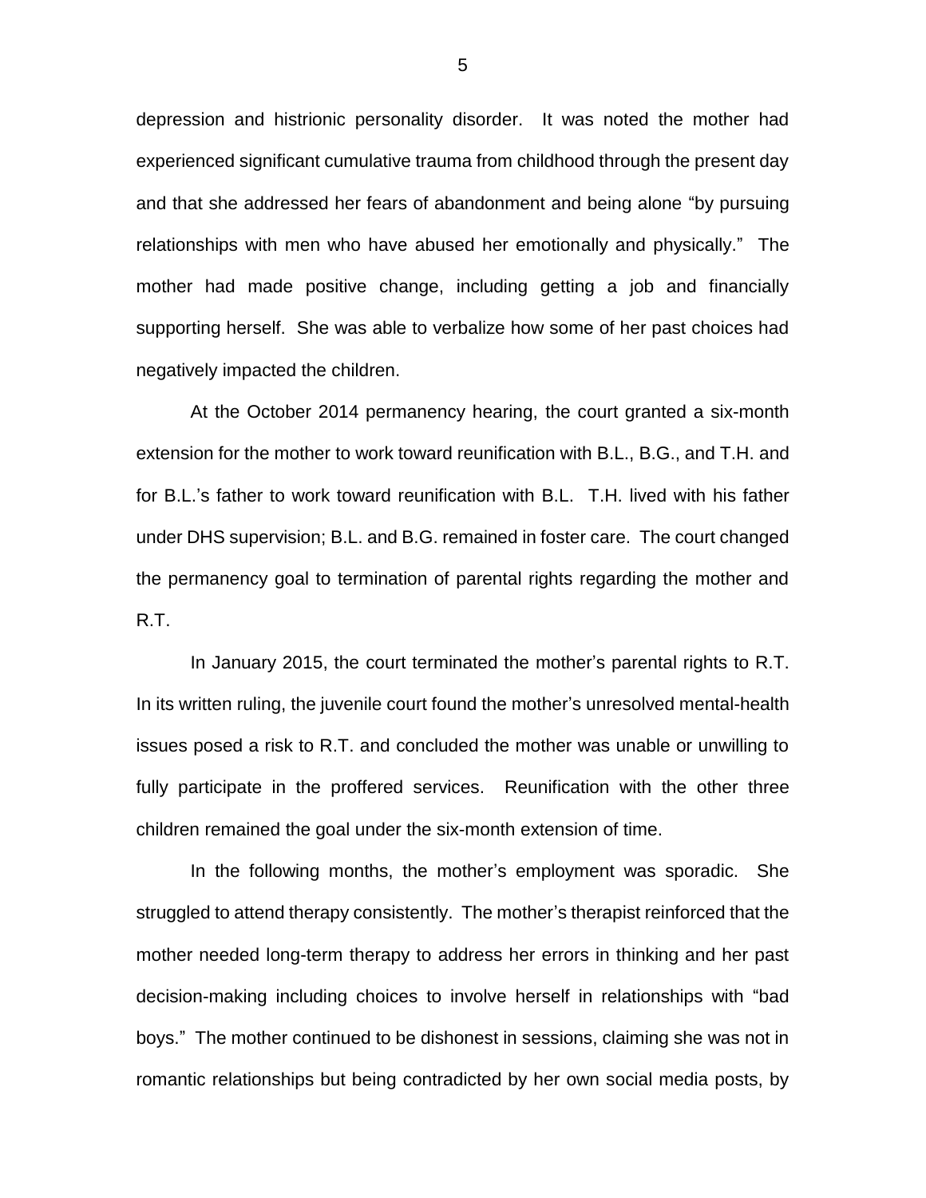depression and histrionic personality disorder. It was noted the mother had experienced significant cumulative trauma from childhood through the present day and that she addressed her fears of abandonment and being alone "by pursuing relationships with men who have abused her emotionally and physically." The mother had made positive change, including getting a job and financially supporting herself. She was able to verbalize how some of her past choices had negatively impacted the children.

At the October 2014 permanency hearing, the court granted a six-month extension for the mother to work toward reunification with B.L., B.G., and T.H. and for B.L.'s father to work toward reunification with B.L. T.H. lived with his father under DHS supervision; B.L. and B.G. remained in foster care. The court changed the permanency goal to termination of parental rights regarding the mother and R.T.

In January 2015, the court terminated the mother's parental rights to R.T. In its written ruling, the juvenile court found the mother's unresolved mental-health issues posed a risk to R.T. and concluded the mother was unable or unwilling to fully participate in the proffered services. Reunification with the other three children remained the goal under the six-month extension of time.

In the following months, the mother's employment was sporadic. She struggled to attend therapy consistently. The mother's therapist reinforced that the mother needed long-term therapy to address her errors in thinking and her past decision-making including choices to involve herself in relationships with "bad boys." The mother continued to be dishonest in sessions, claiming she was not in romantic relationships but being contradicted by her own social media posts, by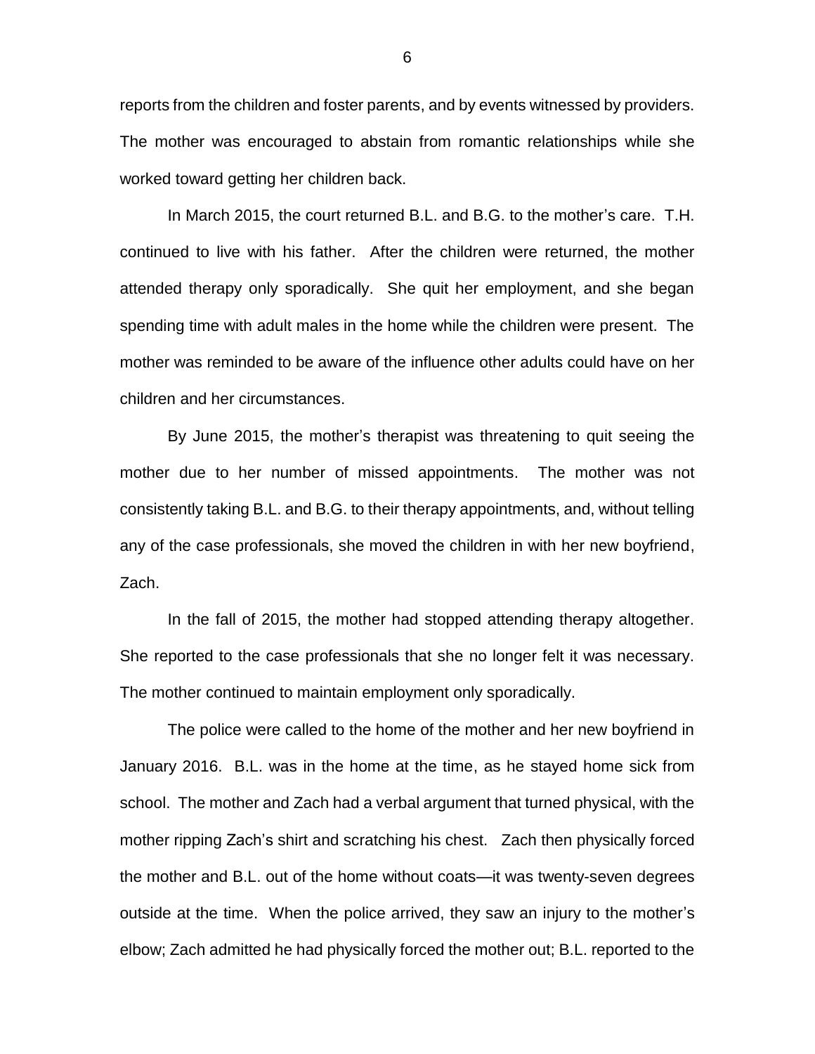reports from the children and foster parents, and by events witnessed by providers. The mother was encouraged to abstain from romantic relationships while she worked toward getting her children back.

In March 2015, the court returned B.L. and B.G. to the mother's care. T.H. continued to live with his father. After the children were returned, the mother attended therapy only sporadically. She quit her employment, and she began spending time with adult males in the home while the children were present. The mother was reminded to be aware of the influence other adults could have on her children and her circumstances.

By June 2015, the mother's therapist was threatening to quit seeing the mother due to her number of missed appointments. The mother was not consistently taking B.L. and B.G. to their therapy appointments, and, without telling any of the case professionals, she moved the children in with her new boyfriend, Zach.

In the fall of 2015, the mother had stopped attending therapy altogether. She reported to the case professionals that she no longer felt it was necessary. The mother continued to maintain employment only sporadically.

The police were called to the home of the mother and her new boyfriend in January 2016. B.L. was in the home at the time, as he stayed home sick from school. The mother and Zach had a verbal argument that turned physical, with the mother ripping Zach's shirt and scratching his chest. Zach then physically forced the mother and B.L. out of the home without coats—it was twenty-seven degrees outside at the time. When the police arrived, they saw an injury to the mother's elbow; Zach admitted he had physically forced the mother out; B.L. reported to the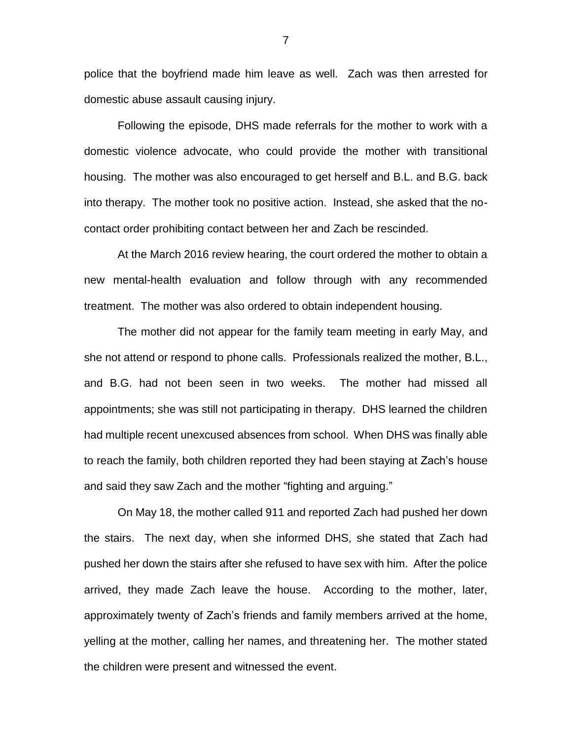police that the boyfriend made him leave as well. Zach was then arrested for domestic abuse assault causing injury.

Following the episode, DHS made referrals for the mother to work with a domestic violence advocate, who could provide the mother with transitional housing. The mother was also encouraged to get herself and B.L. and B.G. back into therapy. The mother took no positive action. Instead, she asked that the no-contact order prohibiting contact between her and Zach be rescinded.

At the March 2016 review hearing, the court ordered the mother to obtain a new mental-health evaluation and follow through with any recommended treatment. The mother was also ordered to obtain independent housing.

The mother did not appear for the family team meeting in early May, and she not attend or respond to phone calls. Professionals realized the mother, B.L., and B.G. had not been seen in two weeks. The mother had missed all appointments; she was still not participating in therapy. DHS learned the children had multiple recent unexcused absences from school. When DHS was finally able to reach the family, both children reported they had been staying at Zach's house and said they saw Zach and the mother "fighting and arguing."

On May 18, the mother called 911 and reported Zach had pushed her down the stairs. The next day, when she informed DHS, she stated that Zach had pushed her down the stairs after she refused to have sex with him. After the police arrived, they made Zach leave the house. According to the mother, later, approximately twenty of Zach's friends and family members arrived at the home, yelling at the mother, calling her names, and threatening her. The mother stated the children were present and witnessed the event.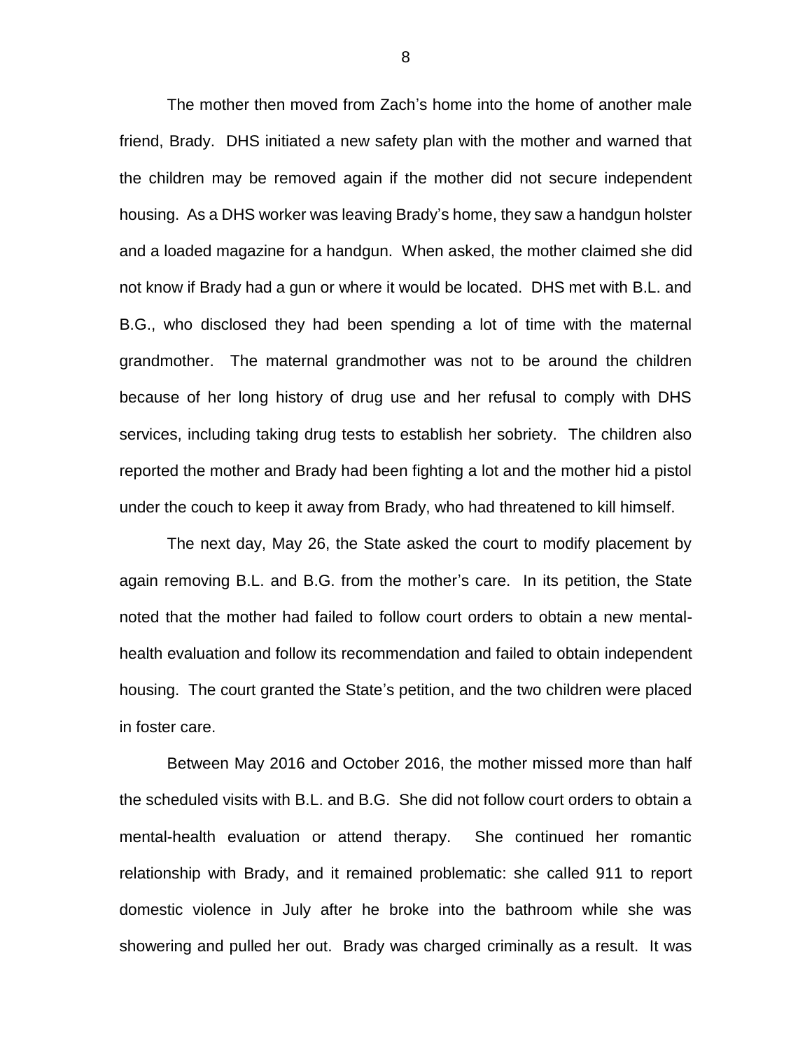The mother then moved from Zach's home into the home of another male friend, Brady. DHS initiated a new safety plan with the mother and warned that the children may be removed again if the mother did not secure independent housing. As a DHS worker was leaving Brady's home, they saw a handgun holster and a loaded magazine for a handgun. When asked, the mother claimed she did not know if Brady had a gun or where it would be located. DHS met with B.L. and B.G., who disclosed they had been spending a lot of time with the maternal grandmother. The maternal grandmother was not to be around the children because of her long history of drug use and her refusal to comply with DHS services, including taking drug tests to establish her sobriety. The children also reported the mother and Brady had been fighting a lot and the mother hid a pistol under the couch to keep it away from Brady, who had threatened to kill himself.

The next day, May 26, the State asked the court to modify placement by again removing B.L. and B.G. from the mother's care. In its petition, the State noted that the mother had failed to follow court orders to obtain a new mental-health evaluation and follow its recommendation and failed to obtain independent housing. The court granted the State's petition, and the two children were placed in foster care.

Between May 2016 and October 2016, the mother missed more than half the scheduled visits with B.L. and B.G. She did not follow court orders to obtain a mental-health evaluation or attend therapy. She continued her romantic relationship with Brady, and it remained problematic: she called 911 to report domestic violence in July after he broke into the bathroom while she was showering and pulled her out. Brady was charged criminally as a result. It was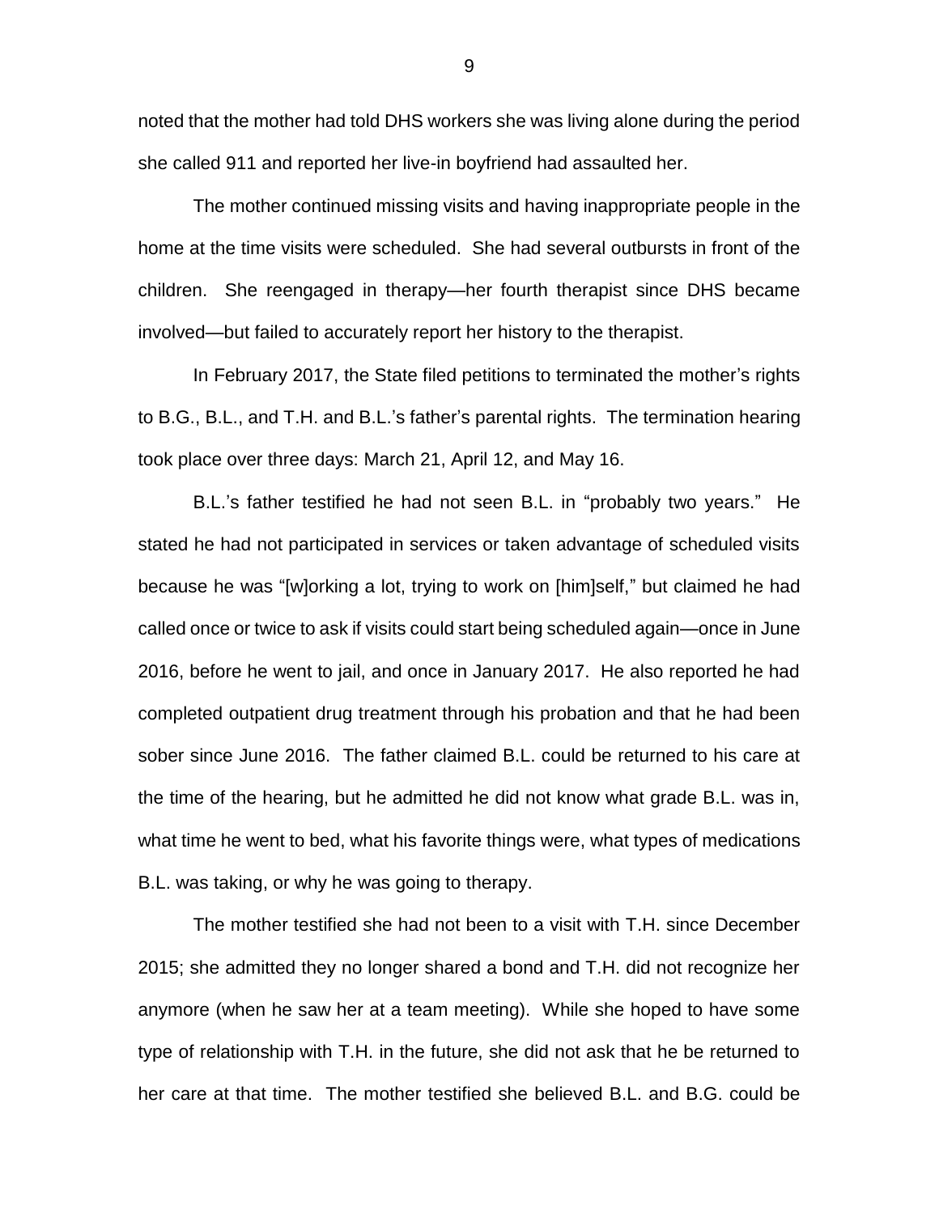noted that the mother had told DHS workers she was living alone during the period she called 911 and reported her live-in boyfriend had assaulted her.

The mother continued missing visits and having inappropriate people in the home at the time visits were scheduled. She had several outbursts in front of the children. She reengaged in therapy—her fourth therapist since DHS became involved—but failed to accurately report her history to the therapist.

In February 2017, the State filed petitions to terminated the mother's rights to B.G., B.L., and T.H. and B.L.'s father's parental rights. The termination hearing took place over three days: March 21, April 12, and May 16.

B.L.'s father testified he had not seen B.L. in "probably two years." He stated he had not participated in services or taken advantage of scheduled visits because he was "[w]orking a lot, trying to work on [him]self," but claimed he had called once or twice to ask if visits could start being scheduled again—once in June 2016, before he went to jail, and once in January 2017. He also reported he had completed outpatient drug treatment through his probation and that he had been sober since June 2016. The father claimed B.L. could be returned to his care at the time of the hearing, but he admitted he did not know what grade B.L. was in, what time he went to bed, what his favorite things were, what types of medications B.L. was taking, or why he was going to therapy.

The mother testified she had not been to a visit with T.H. since December 2015; she admitted they no longer shared a bond and T.H. did not recognize her anymore (when he saw her at a team meeting). While she hoped to have some type of relationship with T.H. in the future, she did not ask that he be returned to her care at that time. The mother testified she believed B.L. and B.G. could be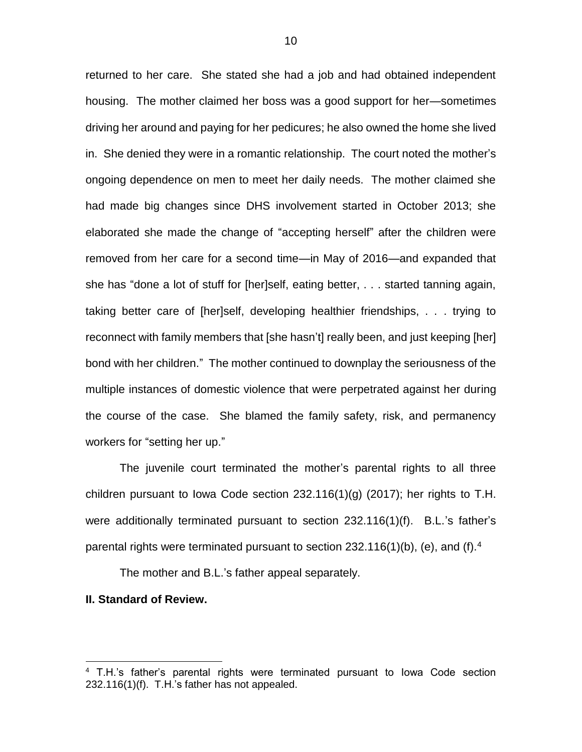returned to her care. She stated she had a job and had obtained independent housing. The mother claimed her boss was a good support for her—sometimes driving her around and paying for her pedicures; he also owned the home she lived in. She denied they were in a romantic relationship. The court noted the mother's ongoing dependence on men to meet her daily needs. The mother claimed she had made big changes since DHS involvement started in October 2013; she elaborated she made the change of "accepting herself" after the children were removed from her care for a second time—in May of 2016—and expanded that she has "done a lot of stuff for [her]self, eating better, . . . started tanning again, taking better care of [her]self, developing healthier friendships, . . . trying to reconnect with family members that [she hasn't] really been, and just keeping [her] bond with her children." The mother continued to downplay the seriousness of the multiple instances of domestic violence that were perpetrated against her during the course of the case. She blamed the family safety, risk, and permanency workers for "setting her up."

The juvenile court terminated the mother's parental rights to all three children pursuant to Iowa Code section 232.116(1)(g) (2017); her rights to T.H. were additionally terminated pursuant to section 232.116(1)(f). B.L.'s father's parental rights were terminated pursuant to section 232.116(1)(b), (e), and (f).[4]

The mother and B.L.'s father appeal separately.

**II. Standard of Review.**

[4] T.H.'s father's parental rights were terminated pursuant to Iowa Code section 232.116(1)(f). T.H.'s father has not appealed.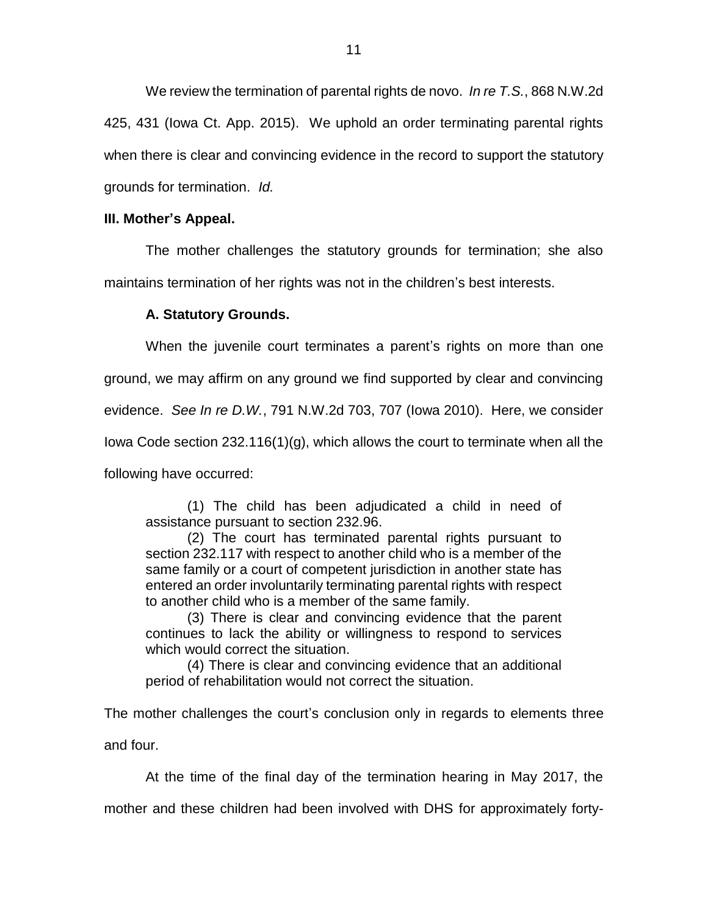We review the termination of parental rights de novo. *In re T.S.*, 868 N.W.2d 425, 431 (Iowa Ct. App. 2015). We uphold an order terminating parental rights when there is clear and convincing evidence in the record to support the statutory grounds for termination. *Id.*

**III. Mother's Appeal.**

The mother challenges the statutory grounds for termination; she also maintains termination of her rights was not in the children's best interests.

**A. Statutory Grounds.**

When the juvenile court terminates a parent's rights on more than one ground, we may affirm on any ground we find supported by clear and convincing evidence. *See In re D.W.*, 791 N.W.2d 703, 707 (Iowa 2010). Here, we consider Iowa Code section 232.116(1)(g), which allows the court to terminate when all the following have occurred:

> (1) The child has been adjudicated a child in need of assistance pursuant to section 232.96.
>
> (2) The court has terminated parental rights pursuant to section 232.117 with respect to another child who is a member of the same family or a court of competent jurisdiction in another state has entered an order involuntarily terminating parental rights with respect to another child who is a member of the same family.
>
> (3) There is clear and convincing evidence that the parent continues to lack the ability or willingness to respond to services which would correct the situation.
>
> (4) There is clear and convincing evidence that an additional period of rehabilitation would not correct the situation.

The mother challenges the court's conclusion only in regards to elements three and four.

At the time of the final day of the termination hearing in May 2017, the mother and these children had been involved with DHS for approximately forty-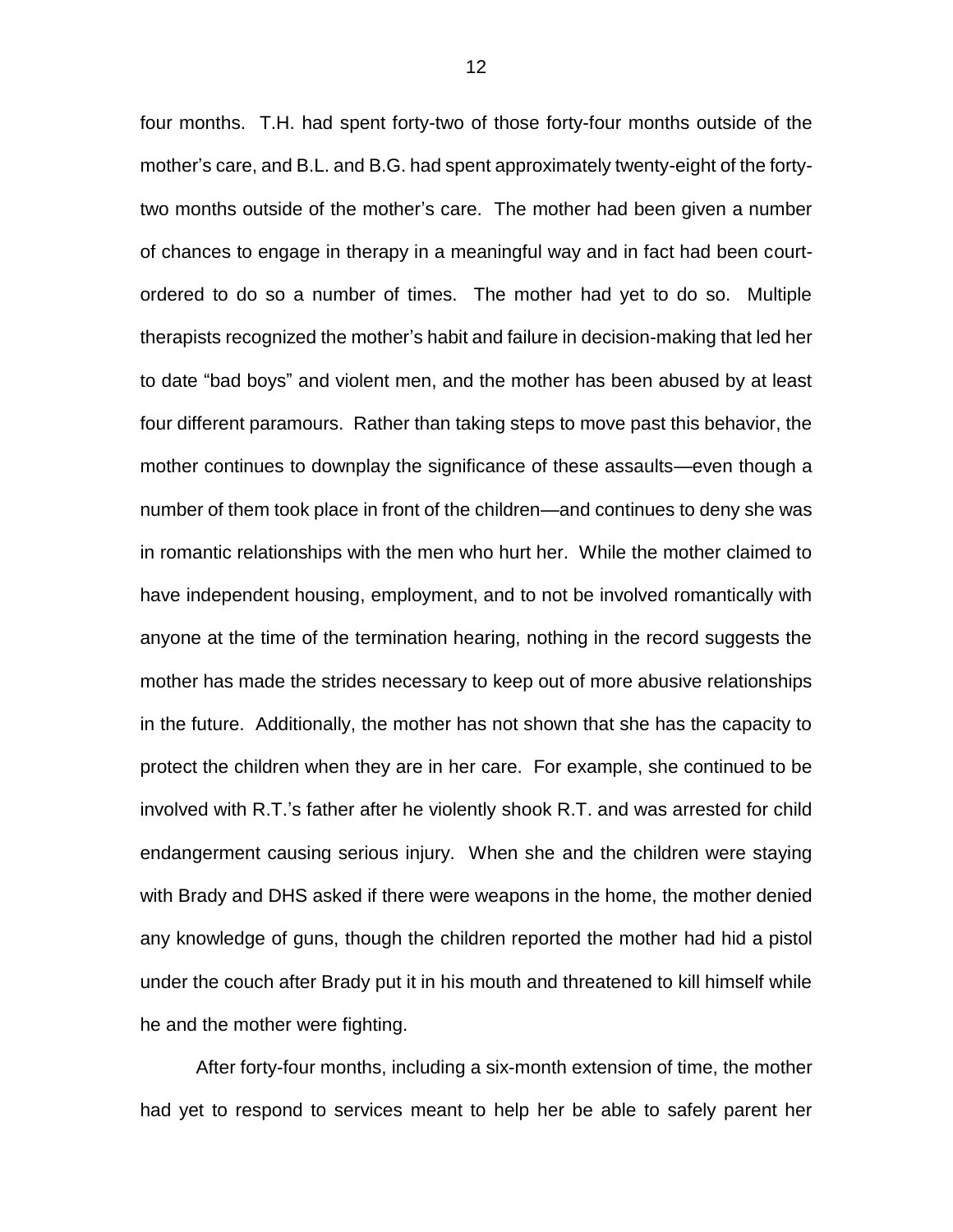four months. T.H. had spent forty-two of those forty-four months outside of the mother's care, and B.L. and B.G. had spent approximately twenty-eight of the forty-two months outside of the mother's care. The mother had been given a number of chances to engage in therapy in a meaningful way and in fact had been court-ordered to do so a number of times. The mother had yet to do so. Multiple therapists recognized the mother's habit and failure in decision-making that led her to date "bad boys" and violent men, and the mother has been abused by at least four different paramours. Rather than taking steps to move past this behavior, the mother continues to downplay the significance of these assaults—even though a number of them took place in front of the children—and continues to deny she was in romantic relationships with the men who hurt her. While the mother claimed to have independent housing, employment, and to not be involved romantically with anyone at the time of the termination hearing, nothing in the record suggests the mother has made the strides necessary to keep out of more abusive relationships in the future. Additionally, the mother has not shown that she has the capacity to protect the children when they are in her care. For example, she continued to be involved with R.T.'s father after he violently shook R.T. and was arrested for child endangerment causing serious injury. When she and the children were staying with Brady and DHS asked if there were weapons in the home, the mother denied any knowledge of guns, though the children reported the mother had hid a pistol under the couch after Brady put it in his mouth and threatened to kill himself while he and the mother were fighting.

After forty-four months, including a six-month extension of time, the mother had yet to respond to services meant to help her be able to safely parent her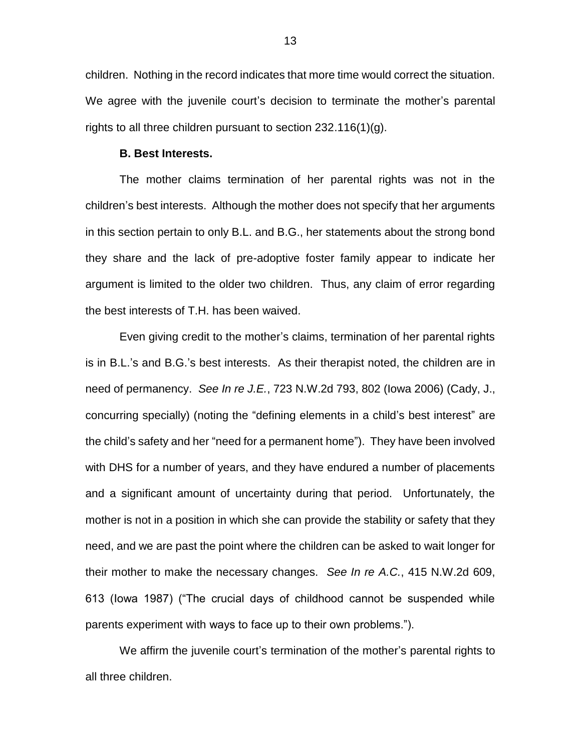children. Nothing in the record indicates that more time would correct the situation. We agree with the juvenile court's decision to terminate the mother's parental rights to all three children pursuant to section 232.116(1)(g).

**B. Best Interests.**

The mother claims termination of her parental rights was not in the children's best interests. Although the mother does not specify that her arguments in this section pertain to only B.L. and B.G., her statements about the strong bond they share and the lack of pre-adoptive foster family appear to indicate her argument is limited to the older two children. Thus, any claim of error regarding the best interests of T.H. has been waived.

Even giving credit to the mother's claims, termination of her parental rights is in B.L.'s and B.G.'s best interests. As their therapist noted, the children are in need of permanency. *See In re J.E.*, 723 N.W.2d 793, 802 (Iowa 2006) (Cady, J., concurring specially) (noting the "defining elements in a child's best interest" are the child's safety and her "need for a permanent home"). They have been involved with DHS for a number of years, and they have endured a number of placements and a significant amount of uncertainty during that period. Unfortunately, the mother is not in a position in which she can provide the stability or safety that they need, and we are past the point where the children can be asked to wait longer for their mother to make the necessary changes. *See In re A.C.*, 415 N.W.2d 609, 613 (Iowa 1987) ("The crucial days of childhood cannot be suspended while parents experiment with ways to face up to their own problems.").

We affirm the juvenile court's termination of the mother's parental rights to all three children.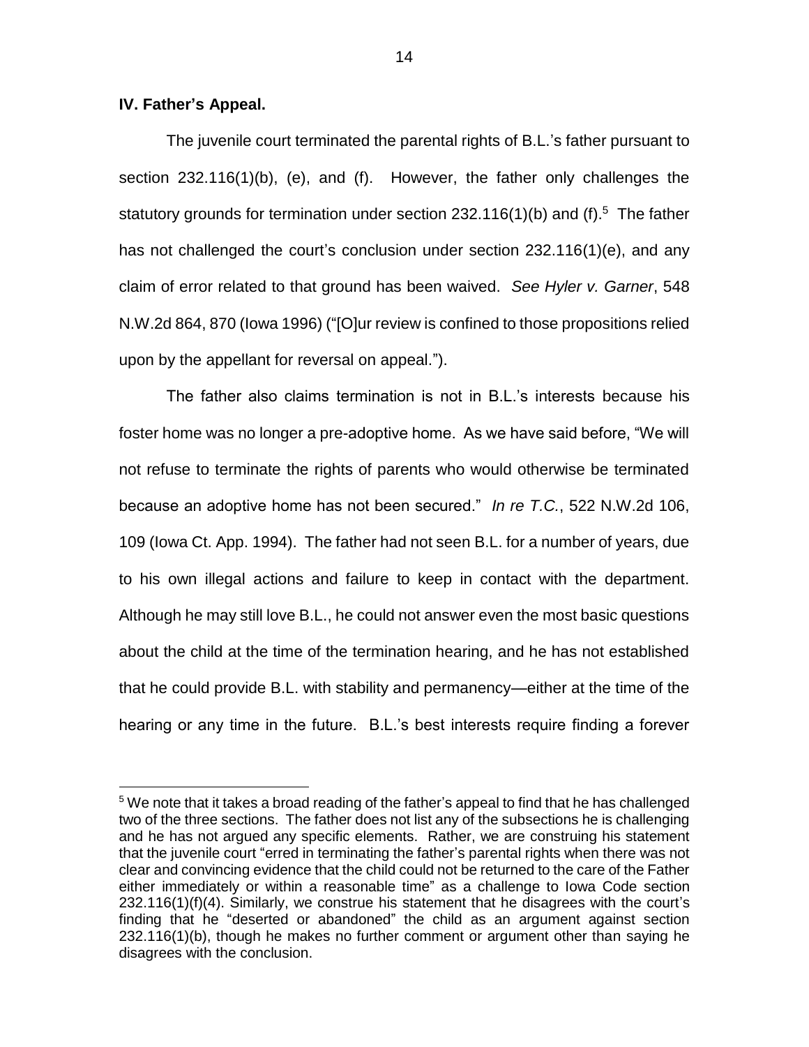**IV. Father's Appeal.**

The juvenile court terminated the parental rights of B.L.'s father pursuant to section 232.116(1)(b), (e), and (f). However, the father only challenges the statutory grounds for termination under section 232.116(1)(b) and (f).[5] The father has not challenged the court's conclusion under section 232.116(1)(e), and any claim of error related to that ground has been waived. *See Hyler v. Garner*, 548 N.W.2d 864, 870 (Iowa 1996) ("[O]ur review is confined to those propositions relied upon by the appellant for reversal on appeal.").

The father also claims termination is not in B.L.'s interests because his foster home was no longer a pre-adoptive home. As we have said before, "We will not refuse to terminate the rights of parents who would otherwise be terminated because an adoptive home has not been secured." *In re T.C.*, 522 N.W.2d 106, 109 (Iowa Ct. App. 1994). The father had not seen B.L. for a number of years, due to his own illegal actions and failure to keep in contact with the department. Although he may still love B.L., he could not answer even the most basic questions about the child at the time of the termination hearing, and he has not established that he could provide B.L. with stability and permanency—either at the time of the hearing or any time in the future. B.L.'s best interests require finding a forever

[5] We note that it takes a broad reading of the father's appeal to find that he has challenged two of the three sections. The father does not list any of the subsections he is challenging and he has not argued any specific elements. Rather, we are construing his statement that the juvenile court "erred in terminating the father's parental rights when there was not clear and convincing evidence that the child could not be returned to the care of the Father either immediately or within a reasonable time" as a challenge to Iowa Code section 232.116(1)(f)(4). Similarly, we construe his statement that he disagrees with the court's finding that he "deserted or abandoned" the child as an argument against section 232.116(1)(b), though he makes no further comment or argument other than saying he disagrees with the conclusion.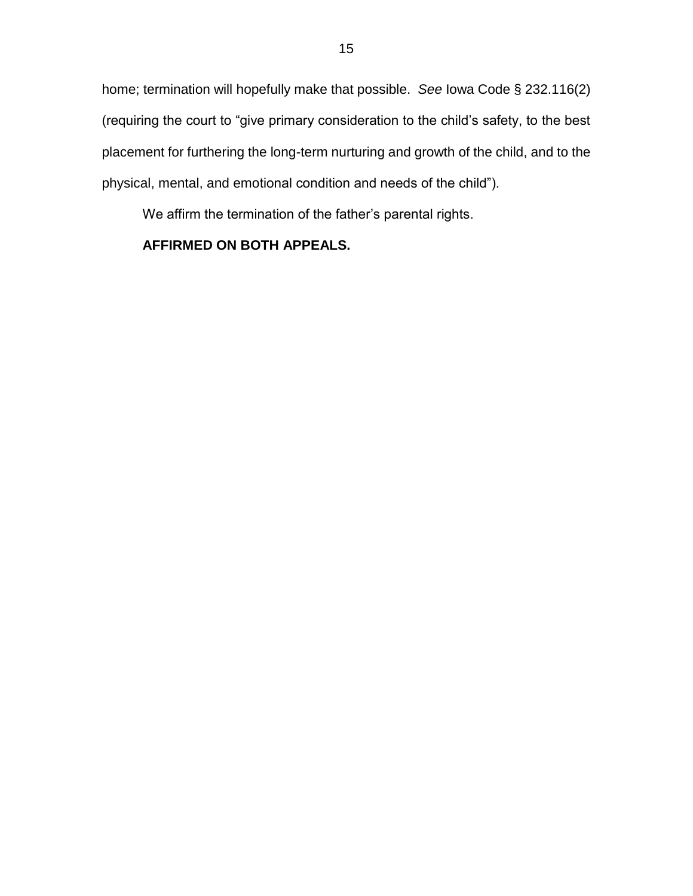home; termination will hopefully make that possible. *See* Iowa Code § 232.116(2) (requiring the court to "give primary consideration to the child's safety, to the best placement for furthering the long-term nurturing and growth of the child, and to the physical, mental, and emotional condition and needs of the child").

We affirm the termination of the father's parental rights.

**AFFIRMED ON BOTH APPEALS.**